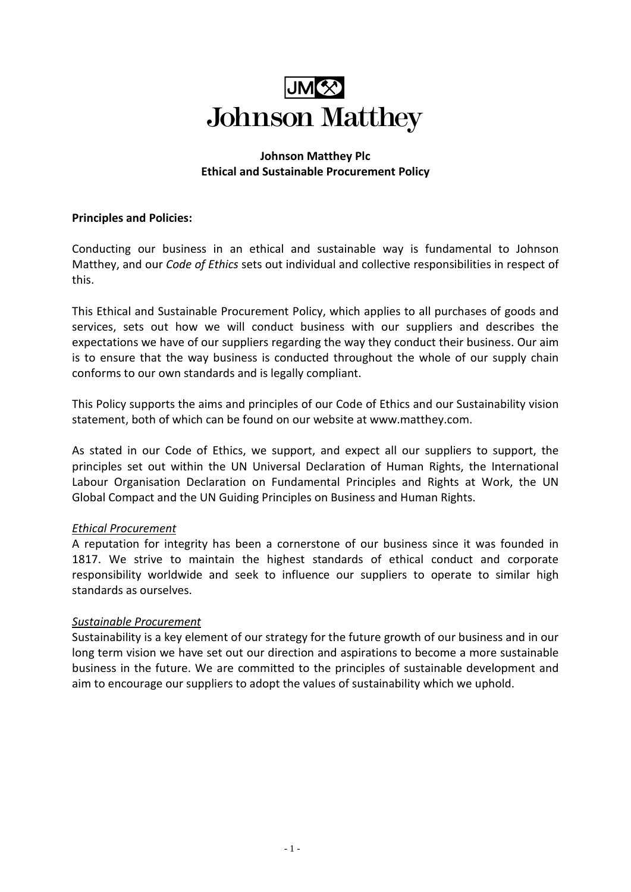JM

# Johnson Matthey

**Johnson Matthey Plc**
**Ethical and Sustainable Procurement Policy**

**Principles and Policies:**

Conducting our business in an ethical and sustainable way is fundamental to Johnson Matthey, and our *Code of Ethics* sets out individual and collective responsibilities in respect of this.

This Ethical and Sustainable Procurement Policy, which applies to all purchases of goods and services, sets out how we will conduct business with our suppliers and describes the expectations we have of our suppliers regarding the way they conduct their business. Our aim is to ensure that the way business is conducted throughout the whole of our supply chain conforms to our own standards and is legally compliant.

This Policy supports the aims and principles of our Code of Ethics and our Sustainability vision statement, both of which can be found on our website at www.matthey.com.

As stated in our Code of Ethics, we support, and expect all our suppliers to support, the principles set out within the UN Universal Declaration of Human Rights, the International Labour Organisation Declaration on Fundamental Principles and Rights at Work, the UN Global Compact and the UN Guiding Principles on Business and Human Rights.

*Ethical Procurement*

A reputation for integrity has been a cornerstone of our business since it was founded in 1817. We strive to maintain the highest standards of ethical conduct and corporate responsibility worldwide and seek to influence our suppliers to operate to similar high standards as ourselves.

*Sustainable Procurement*

Sustainability is a key element of our strategy for the future growth of our business and in our long term vision we have set out our direction and aspirations to become a more sustainable business in the future. We are committed to the principles of sustainable development and aim to encourage our suppliers to adopt the values of sustainability which we uphold.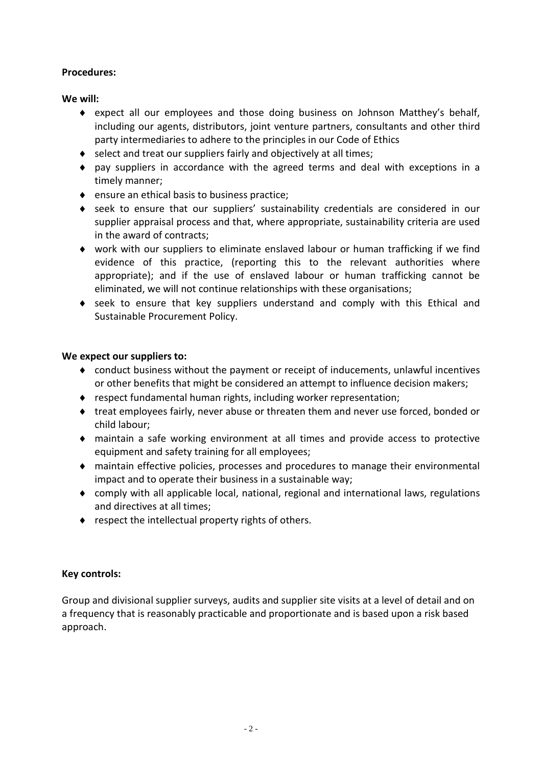**Procedures:**

**We will:**

- expect all our employees and those doing business on Johnson Matthey's behalf, including our agents, distributors, joint venture partners, consultants and other third party intermediaries to adhere to the principles in our Code of Ethics
- select and treat our suppliers fairly and objectively at all times;
- pay suppliers in accordance with the agreed terms and deal with exceptions in a timely manner;
- ensure an ethical basis to business practice;
- seek to ensure that our suppliers' sustainability credentials are considered in our supplier appraisal process and that, where appropriate, sustainability criteria are used in the award of contracts;
- work with our suppliers to eliminate enslaved labour or human trafficking if we find evidence of this practice, (reporting this to the relevant authorities where appropriate); and if the use of enslaved labour or human trafficking cannot be eliminated, we will not continue relationships with these organisations;
- seek to ensure that key suppliers understand and comply with this Ethical and Sustainable Procurement Policy.

**We expect our suppliers to:**

- conduct business without the payment or receipt of inducements, unlawful incentives or other benefits that might be considered an attempt to influence decision makers;
- respect fundamental human rights, including worker representation;
- treat employees fairly, never abuse or threaten them and never use forced, bonded or child labour;
- maintain a safe working environment at all times and provide access to protective equipment and safety training for all employees;
- maintain effective policies, processes and procedures to manage their environmental impact and to operate their business in a sustainable way;
- comply with all applicable local, national, regional and international laws, regulations and directives at all times;
- respect the intellectual property rights of others.

**Key controls:**

Group and divisional supplier surveys, audits and supplier site visits at a level of detail and on a frequency that is reasonably practicable and proportionate and is based upon a risk based approach.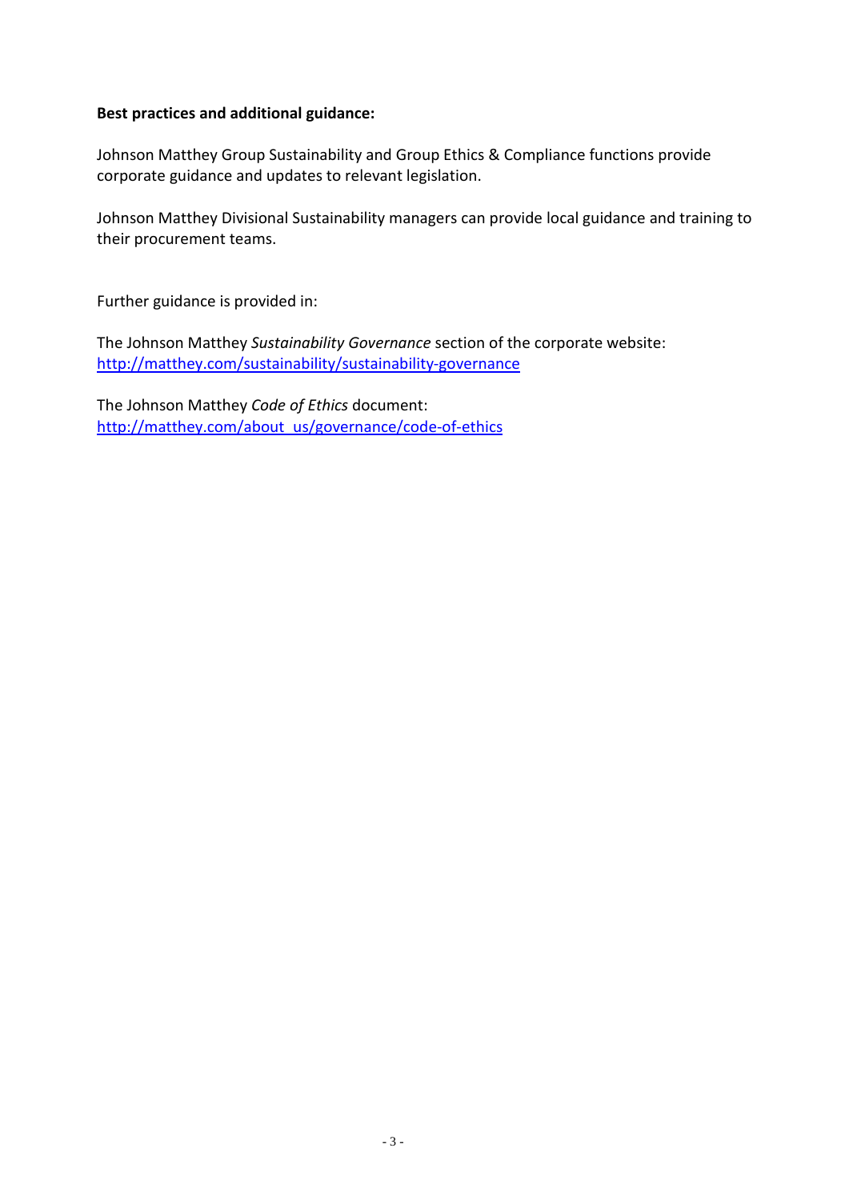**Best practices and additional guidance:**

Johnson Matthey Group Sustainability and Group Ethics & Compliance functions provide corporate guidance and updates to relevant legislation.

Johnson Matthey Divisional Sustainability managers can provide local guidance and training to their procurement teams.

Further guidance is provided in:

The Johnson Matthey *Sustainability Governance* section of the corporate website: [http://matthey.com/sustainability/sustainability-governance](http://matthey.com/sustainability/sustainability-governance)

The Johnson Matthey *Code of Ethics* document: [http://matthey.com/about_us/governance/code-of-ethics](http://matthey.com/about_us/governance/code-of-ethics)